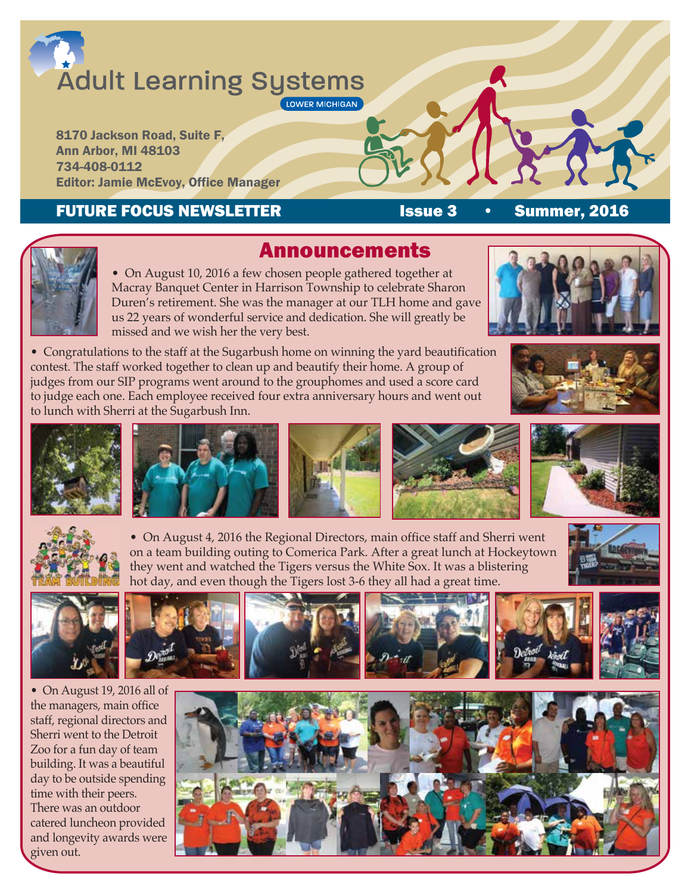# Adult Learning Systems

LOWER MICHIGAN

**8170 Jackson Road, Suite F,**
**Ann Arbor, MI 48103**
**734-408-0112**
**Editor: Jamie McEvoy, Office Manager**

**FUTURE FOCUS NEWSLETTER** **Issue 3 • Summer, 2016**

## Announcements

- On August 10, 2016 a few chosen people gathered together at Macray Banquet Center in Harrison Township to celebrate Sharon Duren's retirement. She was the manager at our TLH home and gave us 22 years of wonderful service and dedication. She will greatly be missed and we wish her the very best.

- Congratulations to the staff at the Sugarbush home on winning the yard beautification contest. The staff worked together to clean up and beautify their home. A group of judges from our SIP programs went around to the grouphomes and used a score card to judge each one. Each employee received four extra anniversary hours and went out to lunch with Sherri at the Sugarbush Inn.

- On August 4, 2016 the Regional Directors, main office staff and Sherri went on a team building outing to Comerica Park. After a great lunch at Hockeytown they went and watched the Tigers versus the White Sox. It was a blistering hot day, and even though the Tigers lost 3-6 they all had a great time.

- On August 19, 2016 all of the managers, main office staff, regional directors and Sherri went to the Detroit Zoo for a fun day of team building. It was a beautiful day to be outside spending time with their peers. There was an outdoor catered luncheon provided and longevity awards were given out.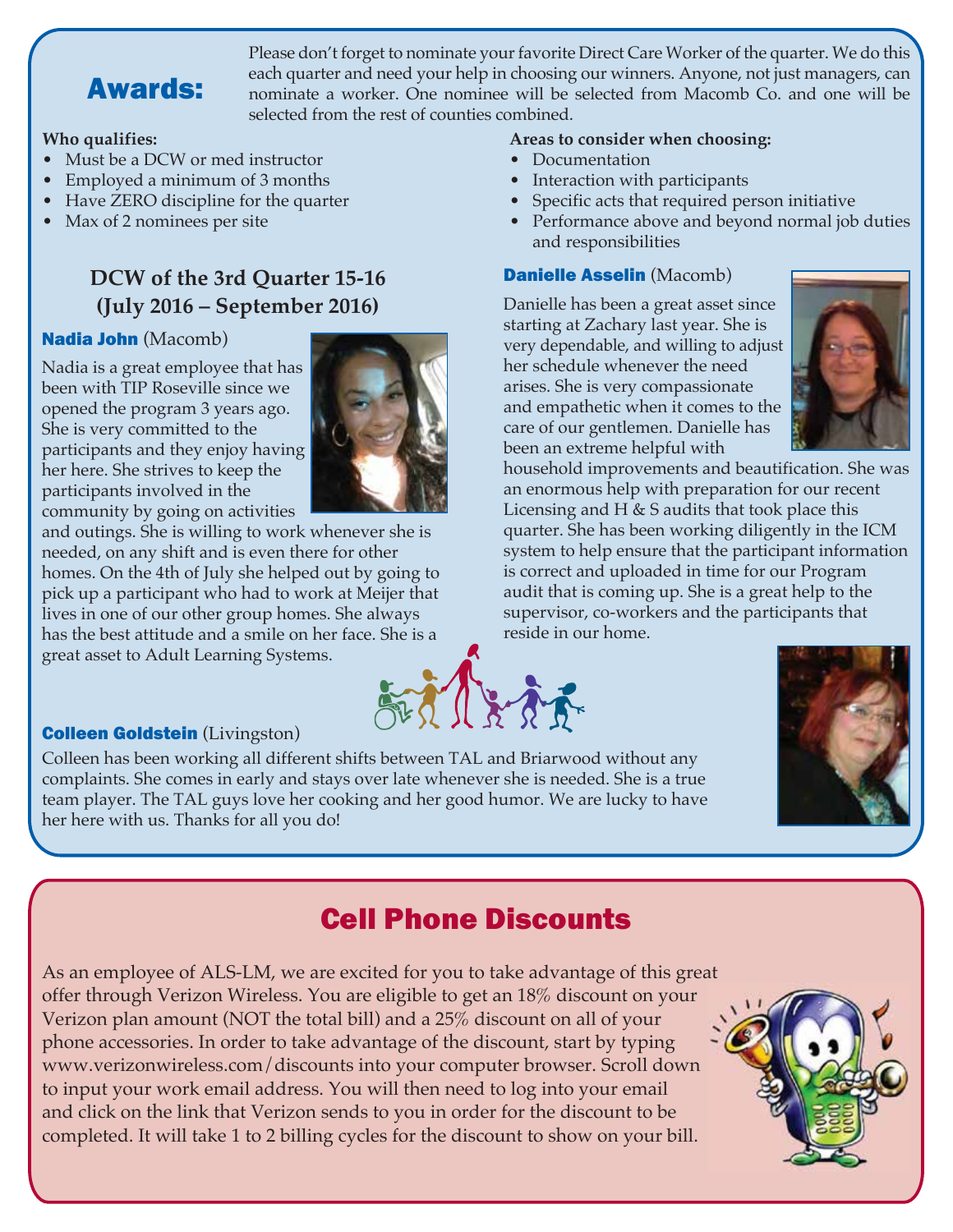## Awards:

Please don't forget to nominate your favorite Direct Care Worker of the quarter. We do this each quarter and need your help in choosing our winners. Anyone, not just managers, can nominate a worker. One nominee will be selected from Macomb Co. and one will be selected from the rest of counties combined.

**Who qualifies:**

- Must be a DCW or med instructor
- Employed a minimum of 3 months
- Have ZERO discipline for the quarter
- Max of 2 nominees per site

**Areas to consider when choosing:**

- Documentation
- Interaction with participants
- Specific acts that required person initiative
- Performance above and beyond normal job duties and responsibilities

### DCW of the 3rd Quarter 15-16 (July 2016 – September 2016)

**Nadia John** (Macomb)

Nadia is a great employee that has been with TIP Roseville since we opened the program 3 years ago. She is very committed to the participants and they enjoy having her here. She strives to keep the participants involved in the community by going on activities and outings. She is willing to work whenever she is needed, on any shift and is even there for other homes. On the 4th of July she helped out by going to pick up a participant who had to work at Meijer that lives in one of our other group homes. She always has the best attitude and a smile on her face. She is a great asset to Adult Learning Systems.

**Danielle Asselin** (Macomb)

Danielle has been a great asset since starting at Zachary last year. She is very dependable, and willing to adjust her schedule whenever the need arises. She is very compassionate and empathetic when it comes to the care of our gentlemen. Danielle has been an extreme helpful with household improvements and beautification. She was an enormous help with preparation for our recent Licensing and H & S audits that took place this quarter. She has been working diligently in the ICM system to help ensure that the participant information is correct and uploaded in time for our Program audit that is coming up. She is a great help to the supervisor, co-workers and the participants that reside in our home.

**Colleen Goldstein** (Livingston)

Colleen has been working all different shifts between TAL and Briarwood without any complaints. She comes in early and stays over late whenever she is needed. She is a true team player. The TAL guys love her cooking and her good humor. We are lucky to have her here with us. Thanks for all you do!

## Cell Phone Discounts

As an employee of ALS-LM, we are excited for you to take advantage of this great offer through Verizon Wireless. You are eligible to get an 18% discount on your Verizon plan amount (NOT the total bill) and a 25% discount on all of your phone accessories. In order to take advantage of the discount, start by typing www.verizonwireless.com/discounts into your computer browser. Scroll down to input your work email address. You will then need to log into your email and click on the link that Verizon sends to you in order for the discount to be completed. It will take 1 to 2 billing cycles for the discount to show on your bill.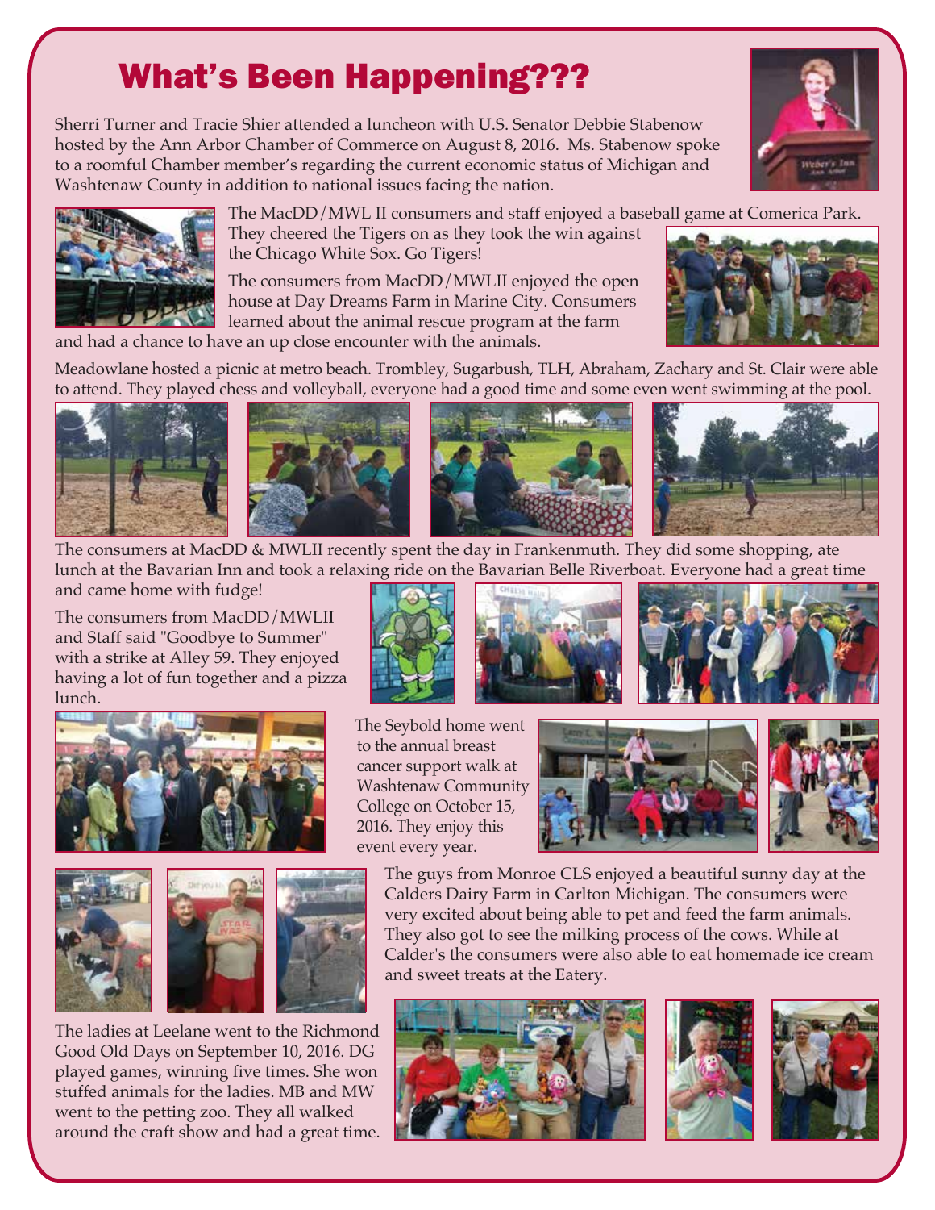# What's Been Happening???

Sherri Turner and Tracie Shier attended a luncheon with U.S. Senator Debbie Stabenow hosted by the Ann Arbor Chamber of Commerce on August 8, 2016. Ms. Stabenow spoke to a roomful Chamber member's regarding the current economic status of Michigan and Washtenaw County in addition to national issues facing the nation.

The MacDD/MWL II consumers and staff enjoyed a baseball game at Comerica Park. They cheered the Tigers on as they took the win against the Chicago White Sox. Go Tigers!

The consumers from MacDD/MWLII enjoyed the open house at Day Dreams Farm in Marine City. Consumers learned about the animal rescue program at the farm and had a chance to have an up close encounter with the animals.

Meadowlane hosted a picnic at metro beach. Trombley, Sugarbush, TLH, Abraham, Zachary and St. Clair were able to attend. They played chess and volleyball, everyone had a good time and some even went swimming at the pool.

The consumers at MacDD & MWLII recently spent the day in Frankenmuth. They did some shopping, ate lunch at the Bavarian Inn and took a relaxing ride on the Bavarian Belle Riverboat. Everyone had a great time and came home with fudge!

The consumers from MacDD/MWLII and Staff said "Goodbye to Summer" with a strike at Alley 59. They enjoyed having a lot of fun together and a pizza lunch.

The Seybold home went to the annual breast cancer support walk at Washtenaw Community College on October 15, 2016. They enjoy this event every year.

The guys from Monroe CLS enjoyed a beautiful sunny day at the Calders Dairy Farm in Carlton Michigan. The consumers were very excited about being able to pet and feed the farm animals. They also got to see the milking process of the cows. While at Calder's the consumers were also able to eat homemade ice cream and sweet treats at the Eatery.

The ladies at Leelane went to the Richmond Good Old Days on September 10, 2016. DG played games, winning five times. She won stuffed animals for the ladies. MB and MW went to the petting zoo. They all walked around the craft show and had a great time.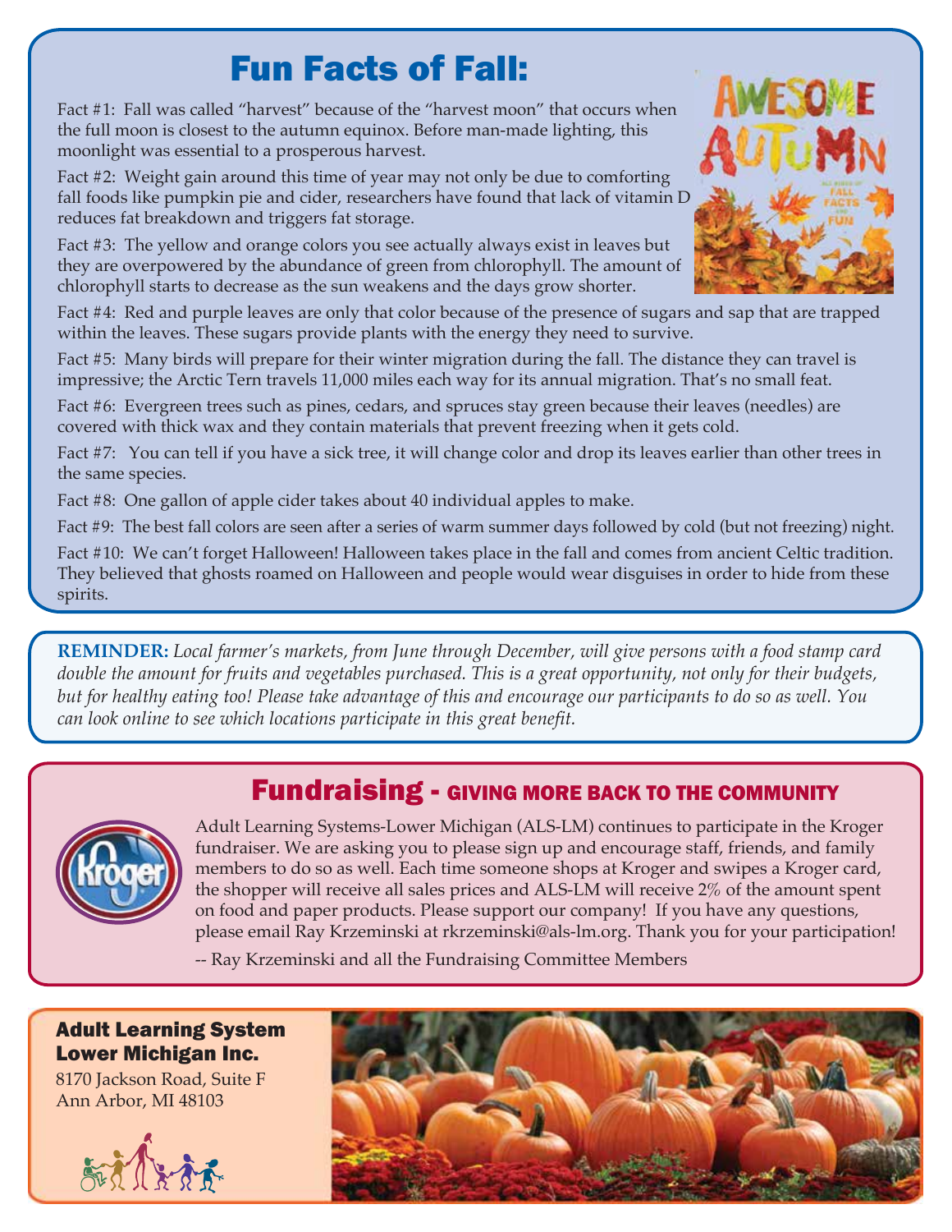# Fun Facts of Fall:

Fact #1: Fall was called "harvest" because of the "harvest moon" that occurs when the full moon is closest to the autumn equinox. Before man-made lighting, this moonlight was essential to a prosperous harvest.

Fact #2: Weight gain around this time of year may not only be due to comforting fall foods like pumpkin pie and cider, researchers have found that lack of vitamin D reduces fat breakdown and triggers fat storage.

Fact #3: The yellow and orange colors you see actually always exist in leaves but they are overpowered by the abundance of green from chlorophyll. The amount of chlorophyll starts to decrease as the sun weakens and the days grow shorter.

Fact #4: Red and purple leaves are only that color because of the presence of sugars and sap that are trapped within the leaves. These sugars provide plants with the energy they need to survive.

Fact #5: Many birds will prepare for their winter migration during the fall. The distance they can travel is impressive; the Arctic Tern travels 11,000 miles each way for its annual migration. That's no small feat.

Fact #6: Evergreen trees such as pines, cedars, and spruces stay green because their leaves (needles) are covered with thick wax and they contain materials that prevent freezing when it gets cold.

Fact #7: You can tell if you have a sick tree, it will change color and drop its leaves earlier than other trees in the same species.

Fact #8: One gallon of apple cider takes about 40 individual apples to make.

Fact #9: The best fall colors are seen after a series of warm summer days followed by cold (but not freezing) night.

Fact #10: We can't forget Halloween! Halloween takes place in the fall and comes from ancient Celtic tradition. They believed that ghosts roamed on Halloween and people would wear disguises in order to hide from these spirits.

**REMINDER:** *Local farmer's markets, from June through December, will give persons with a food stamp card double the amount for fruits and vegetables purchased. This is a great opportunity, not only for their budgets, but for healthy eating too! Please take advantage of this and encourage our participants to do so as well. You can look online to see which locations participate in this great benefit.*

## Fundraising - GIVING MORE BACK TO THE COMMUNITY

Adult Learning Systems-Lower Michigan (ALS-LM) continues to participate in the Kroger fundraiser. We are asking you to please sign up and encourage staff, friends, and family members to do so as well. Each time someone shops at Kroger and swipes a Kroger card, the shopper will receive all sales prices and ALS-LM will receive 2% of the amount spent on food and paper products. Please support our company! If you have any questions, please email Ray Krzeminski at rkrzeminski@als-lm.org. Thank you for your participation!

-- Ray Krzeminski and all the Fundraising Committee Members

**Adult Learning System Lower Michigan Inc.**

8170 Jackson Road, Suite F
Ann Arbor, MI 48103